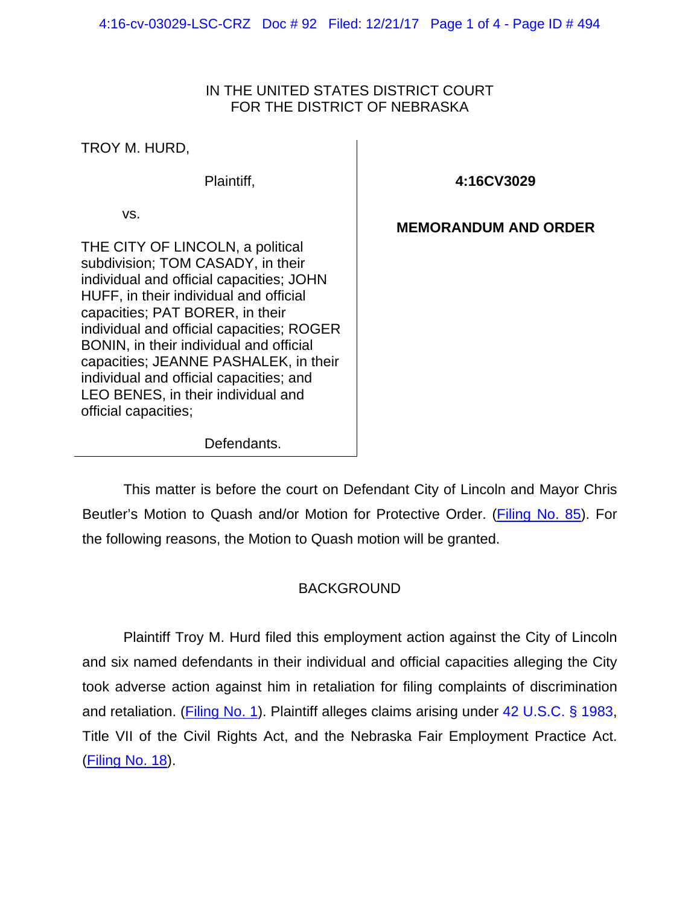IN THE UNITED STATES DISTRICT COURT
FOR THE DISTRICT OF NEBRASKA

TROY M. HURD,

Plaintiff,

vs.

THE CITY OF LINCOLN, a political subdivision; TOM CASADY, in their individual and official capacities; JOHN HUFF, in their individual and official capacities; PAT BORER, in their individual and official capacities; ROGER BONIN, in their individual and official capacities; JEANNE PASHALEK, in their individual and official capacities; and LEO BENES, in their individual and official capacities;

Defendants.

**4:16CV3029**

**MEMORANDUM AND ORDER**

This matter is before the court on Defendant City of Lincoln and Mayor Chris Beutler's Motion to Quash and/or Motion for Protective Order. (Filing No. 85). For the following reasons, the Motion to Quash motion will be granted.

## BACKGROUND

Plaintiff Troy M. Hurd filed this employment action against the City of Lincoln and six named defendants in their individual and official capacities alleging the City took adverse action against him in retaliation for filing complaints of discrimination and retaliation. (Filing No. 1). Plaintiff alleges claims arising under 42 U.S.C. § 1983, Title VII of the Civil Rights Act, and the Nebraska Fair Employment Practice Act. (Filing No. 18).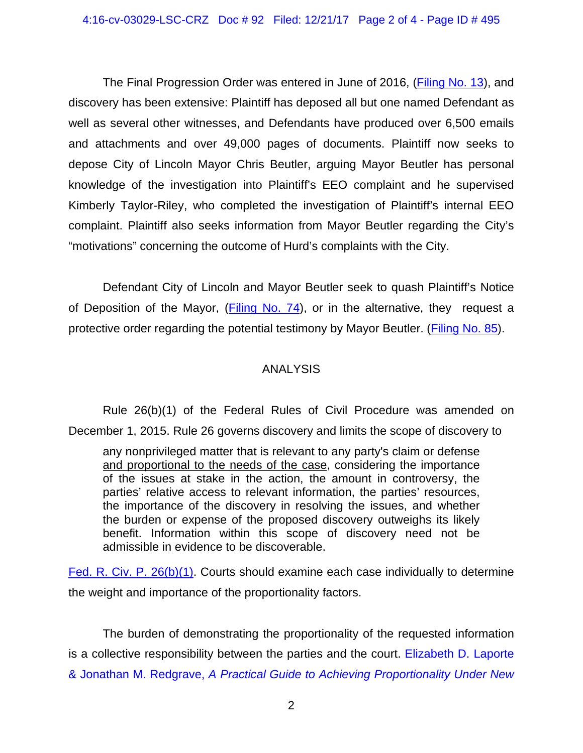The Final Progression Order was entered in June of 2016, (Filing No. 13), and discovery has been extensive: Plaintiff has deposed all but one named Defendant as well as several other witnesses, and Defendants have produced over 6,500 emails and attachments and over 49,000 pages of documents. Plaintiff now seeks to depose City of Lincoln Mayor Chris Beutler, arguing Mayor Beutler has personal knowledge of the investigation into Plaintiff's EEO complaint and he supervised Kimberly Taylor-Riley, who completed the investigation of Plaintiff's internal EEO complaint. Plaintiff also seeks information from Mayor Beutler regarding the City's "motivations" concerning the outcome of Hurd's complaints with the City.

Defendant City of Lincoln and Mayor Beutler seek to quash Plaintiff's Notice of Deposition of the Mayor, (Filing No. 74), or in the alternative, they request a protective order regarding the potential testimony by Mayor Beutler. (Filing No. 85).

## ANALYSIS

Rule 26(b)(1) of the Federal Rules of Civil Procedure was amended on December 1, 2015. Rule 26 governs discovery and limits the scope of discovery to

> any nonprivileged matter that is relevant to any party's claim or defense <u>and proportional to the needs of the case</u>, considering the importance of the issues at stake in the action, the amount in controversy, the parties' relative access to relevant information, the parties' resources, the importance of the discovery in resolving the issues, and whether the burden or expense of the proposed discovery outweighs its likely benefit. Information within this scope of discovery need not be admissible in evidence to be discoverable.

Fed. R. Civ. P. 26(b)(1). Courts should examine each case individually to determine the weight and importance of the proportionality factors.

The burden of demonstrating the proportionality of the requested information is a collective responsibility between the parties and the court. Elizabeth D. Laporte & Jonathan M. Redgrave, *A Practical Guide to Achieving Proportionality Under New*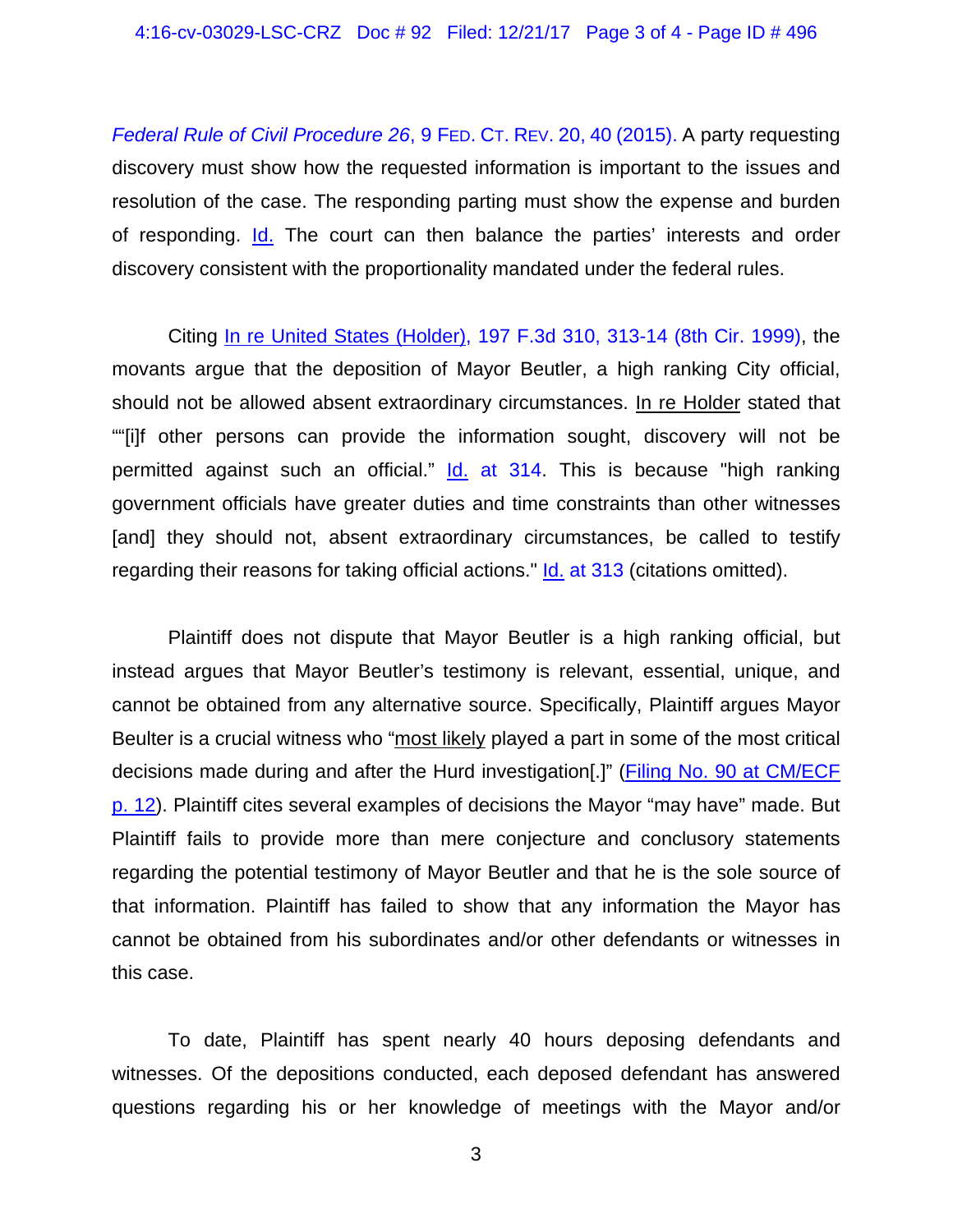*Federal Rule of Civil Procedure 26*, 9 FED. CT. REV. 20, 40 (2015). A party requesting discovery must show how the requested information is important to the issues and resolution of the case. The responding parting must show the expense and burden of responding. Id. The court can then balance the parties' interests and order discovery consistent with the proportionality mandated under the federal rules.

Citing In re United States (Holder), 197 F.3d 310, 313-14 (8th Cir. 1999), the movants argue that the deposition of Mayor Beutler, a high ranking City official, should not be allowed absent extraordinary circumstances. In re Holder stated that ""[i]f other persons can provide the information sought, discovery will not be permitted against such an official." Id. at 314. This is because "high ranking government officials have greater duties and time constraints than other witnesses [and] they should not, absent extraordinary circumstances, be called to testify regarding their reasons for taking official actions." Id. at 313 (citations omitted).

Plaintiff does not dispute that Mayor Beutler is a high ranking official, but instead argues that Mayor Beutler's testimony is relevant, essential, unique, and cannot be obtained from any alternative source. Specifically, Plaintiff argues Mayor Beulter is a crucial witness who "most likely played a part in some of the most critical decisions made during and after the Hurd investigation[.]" (Filing No. 90 at CM/ECF p. 12). Plaintiff cites several examples of decisions the Mayor "may have" made. But Plaintiff fails to provide more than mere conjecture and conclusory statements regarding the potential testimony of Mayor Beutler and that he is the sole source of that information. Plaintiff has failed to show that any information the Mayor has cannot be obtained from his subordinates and/or other defendants or witnesses in this case.

To date, Plaintiff has spent nearly 40 hours deposing defendants and witnesses. Of the depositions conducted, each deposed defendant has answered questions regarding his or her knowledge of meetings with the Mayor and/or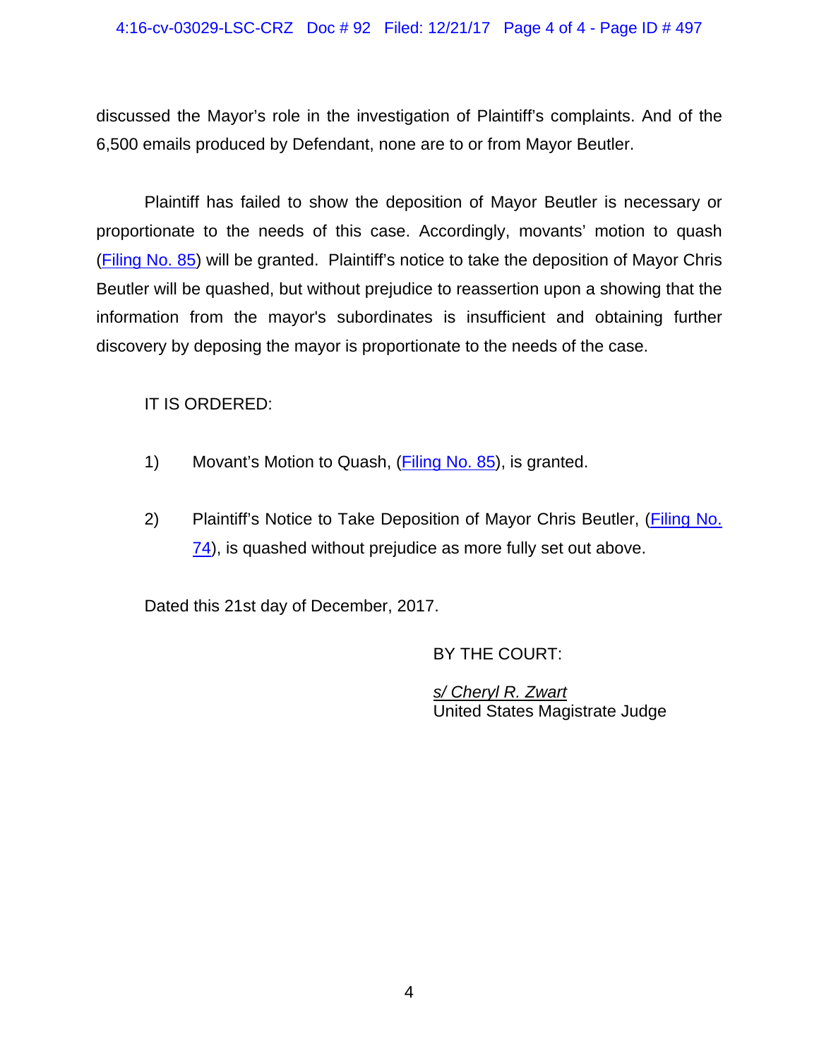discussed the Mayor's role in the investigation of Plaintiff's complaints. And of the 6,500 emails produced by Defendant, none are to or from Mayor Beutler.

Plaintiff has failed to show the deposition of Mayor Beutler is necessary or proportionate to the needs of this case. Accordingly, movants' motion to quash (Filing No. 85) will be granted. Plaintiff's notice to take the deposition of Mayor Chris Beutler will be quashed, but without prejudice to reassertion upon a showing that the information from the mayor's subordinates is insufficient and obtaining further discovery by deposing the mayor is proportionate to the needs of the case.

IT IS ORDERED:

1) Movant's Motion to Quash, (Filing No. 85), is granted.

2) Plaintiff's Notice to Take Deposition of Mayor Chris Beutler, (Filing No. 74), is quashed without prejudice as more fully set out above.

Dated this 21st day of December, 2017.

BY THE COURT:

*s/ Cheryl R. Zwart*
United States Magistrate Judge